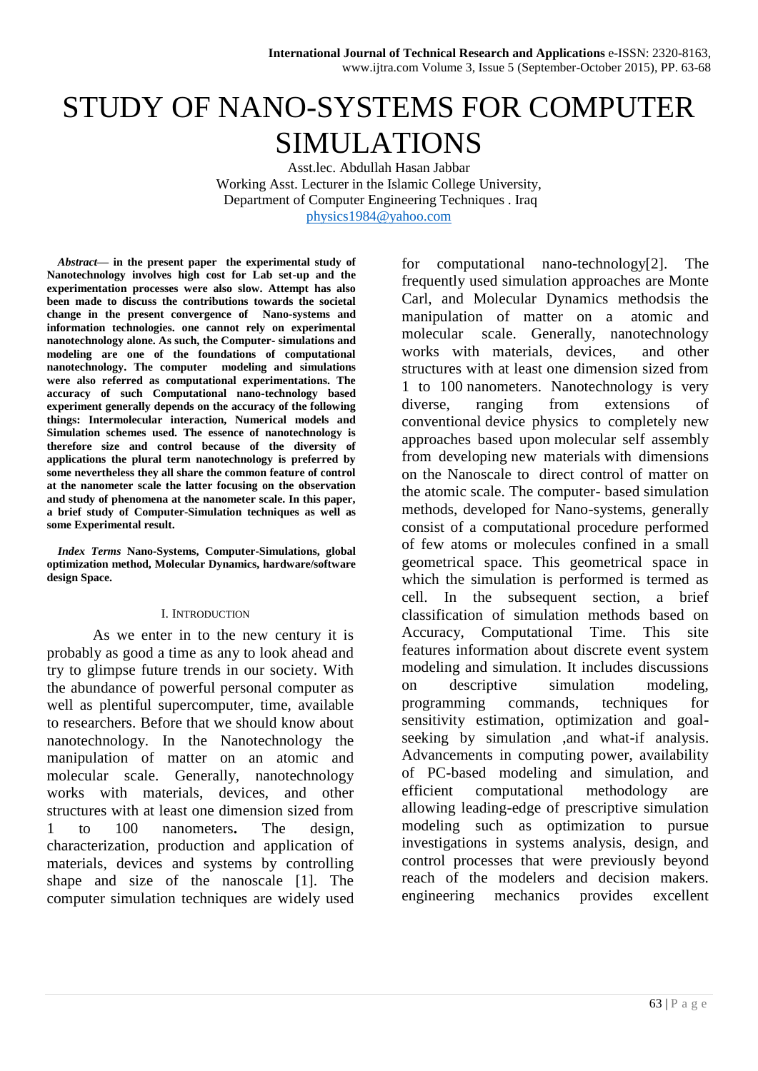# STUDY OF NANO-SYSTEMS FOR COMPUTER SIMULATIONS

Asst.lec. Abdullah Hasan Jabbar
Working Asst. Lecturer in the Islamic College University,
Department of Computer Engineering Techniques . Iraq
physics1984@yahoo.com

***Abstract*— in the present paper the experimental study of Nanotechnology involves high cost for Lab set-up and the experimentation processes were also slow. Attempt has also been made to discuss the contributions towards the societal change in the present convergence of Nano-systems and information technologies. one cannot rely on experimental nanotechnology alone. As such, the Computer- simulations and modeling are one of the foundations of computational nanotechnology. The computer modeling and simulations were also referred as computational experimentations. The accuracy of such Computational nano-technology based experiment generally depends on the accuracy of the following things: Intermolecular interaction, Numerical models and Simulation schemes used. The essence of nanotechnology is therefore size and control because of the diversity of applications the plural term nanotechnology is preferred by some nevertheless they all share the common feature of control at the nanometer scale the latter focusing on the observation and study of phenomena at the nanometer scale. In this paper, a brief study of Computer-Simulation techniques as well as some Experimental result.**

***Index Terms* Nano-Systems, Computer-Simulations, global optimization method, Molecular Dynamics, hardware/software design Space.**

## I. Introduction

As we enter in to the new century it is probably as good a time as any to look ahead and try to glimpse future trends in our society. With the abundance of powerful personal computer as well as plentiful supercomputer, time, available to researchers. Before that we should know about nanotechnology. In the Nanotechnology the manipulation of matter on an atomic and molecular scale. Generally, nanotechnology works with materials, devices, and other structures with at least one dimension sized from 1 to 100 nanometers**.** The design, characterization, production and application of materials, devices and systems by controlling shape and size of the nanoscale [1]. The computer simulation techniques are widely used for computational nano-technology[2]. The frequently used simulation approaches are Monte Carl, and Molecular Dynamics methodsis the manipulation of matter on a atomic and molecular scale. Generally, nanotechnology works with materials, devices, and other structures with at least one dimension sized from 1 to 100 nanometers. Nanotechnology is very diverse, ranging from extensions of conventional device physics to completely new approaches based upon molecular self assembly from developing new materials with dimensions on the Nanoscale to direct control of matter on the atomic scale. The computer- based simulation methods, developed for Nano-systems, generally consist of a computational procedure performed of few atoms or molecules confined in a small geometrical space. This geometrical space in which the simulation is performed is termed as cell. In the subsequent section, a brief classification of simulation methods based on Accuracy, Computational Time. This site features information about discrete event system modeling and simulation. It includes discussions on descriptive simulation modeling, programming commands, techniques for sensitivity estimation, optimization and goal-seeking by simulation ,and what-if analysis. Advancements in computing power, availability of PC-based modeling and simulation, and efficient computational methodology are allowing leading-edge of prescriptive simulation modeling such as optimization to pursue investigations in systems analysis, design, and control processes that were previously beyond reach of the modelers and decision makers. engineering mechanics provides excellent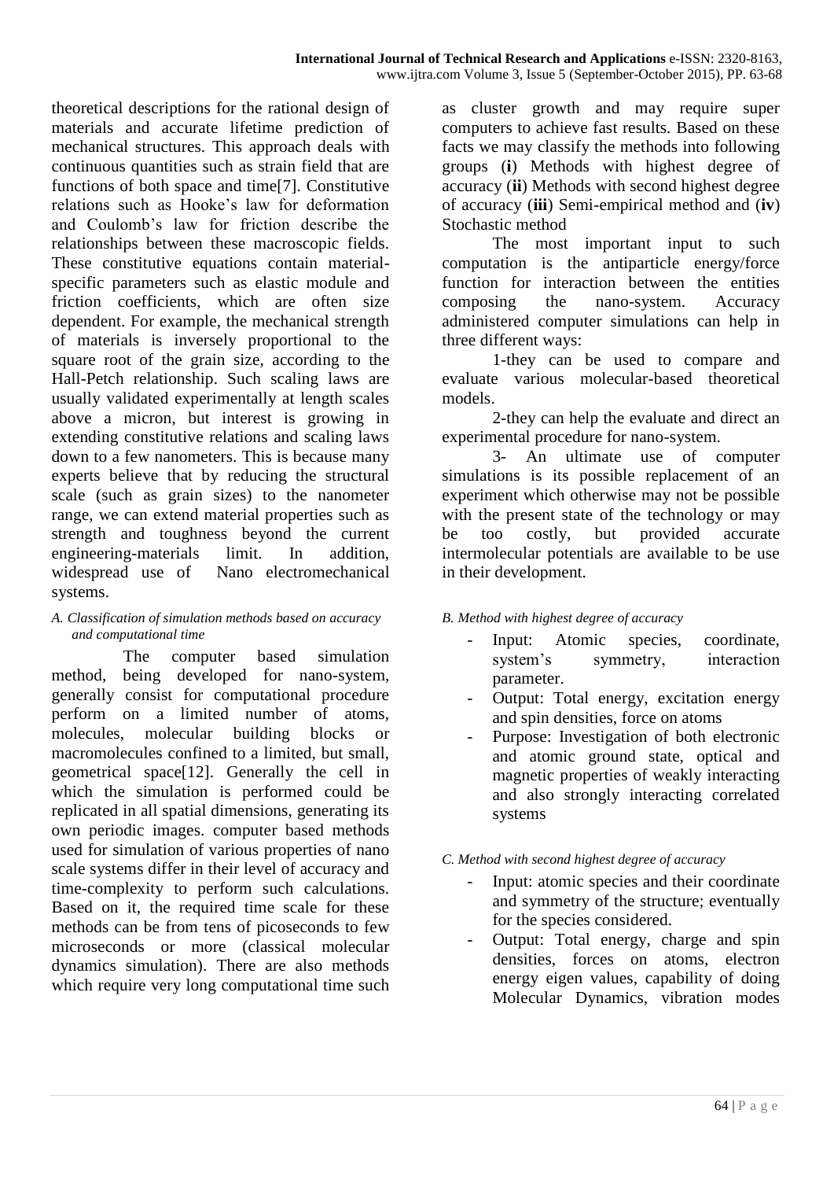theoretical descriptions for the rational design of materials and accurate lifetime prediction of mechanical structures. This approach deals with continuous quantities such as strain field that are functions of both space and time[7]. Constitutive relations such as Hooke's law for deformation and Coulomb's law for friction describe the relationships between these macroscopic fields. These constitutive equations contain material-specific parameters such as elastic module and friction coefficients, which are often size dependent. For example, the mechanical strength of materials is inversely proportional to the square root of the grain size, according to the Hall-Petch relationship. Such scaling laws are usually validated experimentally at length scales above a micron, but interest is growing in extending constitutive relations and scaling laws down to a few nanometers. This is because many experts believe that by reducing the structural scale (such as grain sizes) to the nanometer range, we can extend material properties such as strength and toughness beyond the current engineering-materials limit. In addition, widespread use of Nano electromechanical systems.

### *A. Classification of simulation methods based on accuracy and computational time*

The computer based simulation method, being developed for nano-system, generally consist for computational procedure perform on a limited number of atoms, molecules, molecular building blocks or macromolecules confined to a limited, but small, geometrical space[12]. Generally the cell in which the simulation is performed could be replicated in all spatial dimensions, generating its own periodic images. computer based methods used for simulation of various properties of nano scale systems differ in their level of accuracy and time-complexity to perform such calculations. Based on it, the required time scale for these methods can be from tens of picoseconds to few microseconds or more (classical molecular dynamics simulation). There are also methods which require very long computational time such as cluster growth and may require super computers to achieve fast results. Based on these facts we may classify the methods into following groups (**i**) Methods with highest degree of accuracy (**ii**) Methods with second highest degree of accuracy (**iii**) Semi-empirical method and (**iv**) Stochastic method

The most important input to such computation is the antiparticle energy/force function for interaction between the entities composing the nano-system. Accuracy administered computer simulations can help in three different ways:

1-they can be used to compare and evaluate various molecular-based theoretical models.

2-they can help the evaluate and direct an experimental procedure for nano-system.

3- An ultimate use of computer simulations is its possible replacement of an experiment which otherwise may not be possible with the present state of the technology or may be too costly, but provided accurate intermolecular potentials are available to be use in their development.

### *B. Method with highest degree of accuracy*

- Input: Atomic species, coordinate, system's symmetry, interaction parameter.
- Output: Total energy, excitation energy and spin densities, force on atoms
- Purpose: Investigation of both electronic and atomic ground state, optical and magnetic properties of weakly interacting and also strongly interacting correlated systems

### *C. Method with second highest degree of accuracy*

- Input: atomic species and their coordinate and symmetry of the structure; eventually for the species considered.
- Output: Total energy, charge and spin densities, forces on atoms, electron energy eigen values, capability of doing Molecular Dynamics, vibration modes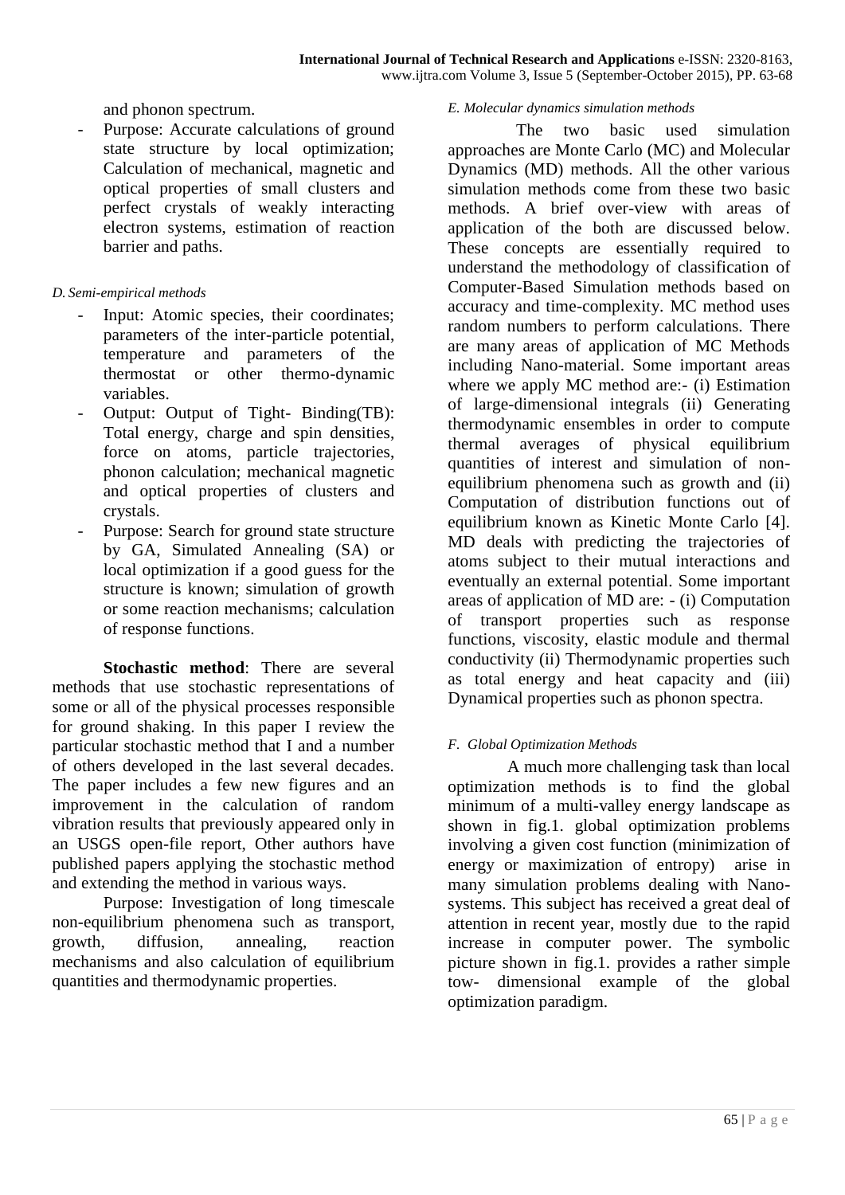and phonon spectrum.

- Purpose: Accurate calculations of ground state structure by local optimization; Calculation of mechanical, magnetic and optical properties of small clusters and perfect crystals of weakly interacting electron systems, estimation of reaction barrier and paths.

### *D. Semi-empirical methods*

- Input: Atomic species, their coordinates; parameters of the inter-particle potential, temperature and parameters of the thermostat or other thermo-dynamic variables.
- Output: Output of Tight- Binding(TB): Total energy, charge and spin densities, force on atoms, particle trajectories, phonon calculation; mechanical magnetic and optical properties of clusters and crystals.
- Purpose: Search for ground state structure by GA, Simulated Annealing (SA) or local optimization if a good guess for the structure is known; simulation of growth or some reaction mechanisms; calculation of response functions.

**Stochastic method**: There are several methods that use stochastic representations of some or all of the physical processes responsible for ground shaking. In this paper I review the particular stochastic method that I and a number of others developed in the last several decades. The paper includes a few new figures and an improvement in the calculation of random vibration results that previously appeared only in an USGS open-file report, Other authors have published papers applying the stochastic method and extending the method in various ways.

Purpose: Investigation of long timescale non-equilibrium phenomena such as transport, growth, diffusion, annealing, reaction mechanisms and also calculation of equilibrium quantities and thermodynamic properties.

### *E. Molecular dynamics simulation methods*

The two basic used simulation approaches are Monte Carlo (MC) and Molecular Dynamics (MD) methods. All the other various simulation methods come from these two basic methods. A brief over-view with areas of application of the both are discussed below. These concepts are essentially required to understand the methodology of classification of Computer-Based Simulation methods based on accuracy and time-complexity. MC method uses random numbers to perform calculations. There are many areas of application of MC Methods including Nano-material. Some important areas where we apply MC method are:- (i) Estimation of large-dimensional integrals (ii) Generating thermodynamic ensembles in order to compute thermal averages of physical equilibrium quantities of interest and simulation of non-equilibrium phenomena such as growth and (ii) Computation of distribution functions out of equilibrium known as Kinetic Monte Carlo [4]. MD deals with predicting the trajectories of atoms subject to their mutual interactions and eventually an external potential. Some important areas of application of MD are: - (i) Computation of transport properties such as response functions, viscosity, elastic module and thermal conductivity (ii) Thermodynamic properties such as total energy and heat capacity and (iii) Dynamical properties such as phonon spectra.

### *F. Global Optimization Methods*

A much more challenging task than local optimization methods is to find the global minimum of a multi-valley energy landscape as shown in fig.1. global optimization problems involving a given cost function (minimization of energy or maximization of entropy) arise in many simulation problems dealing with Nano-systems. This subject has received a great deal of attention in recent year, mostly due to the rapid increase in computer power. The symbolic picture shown in fig.1. provides a rather simple tow- dimensional example of the global optimization paradigm.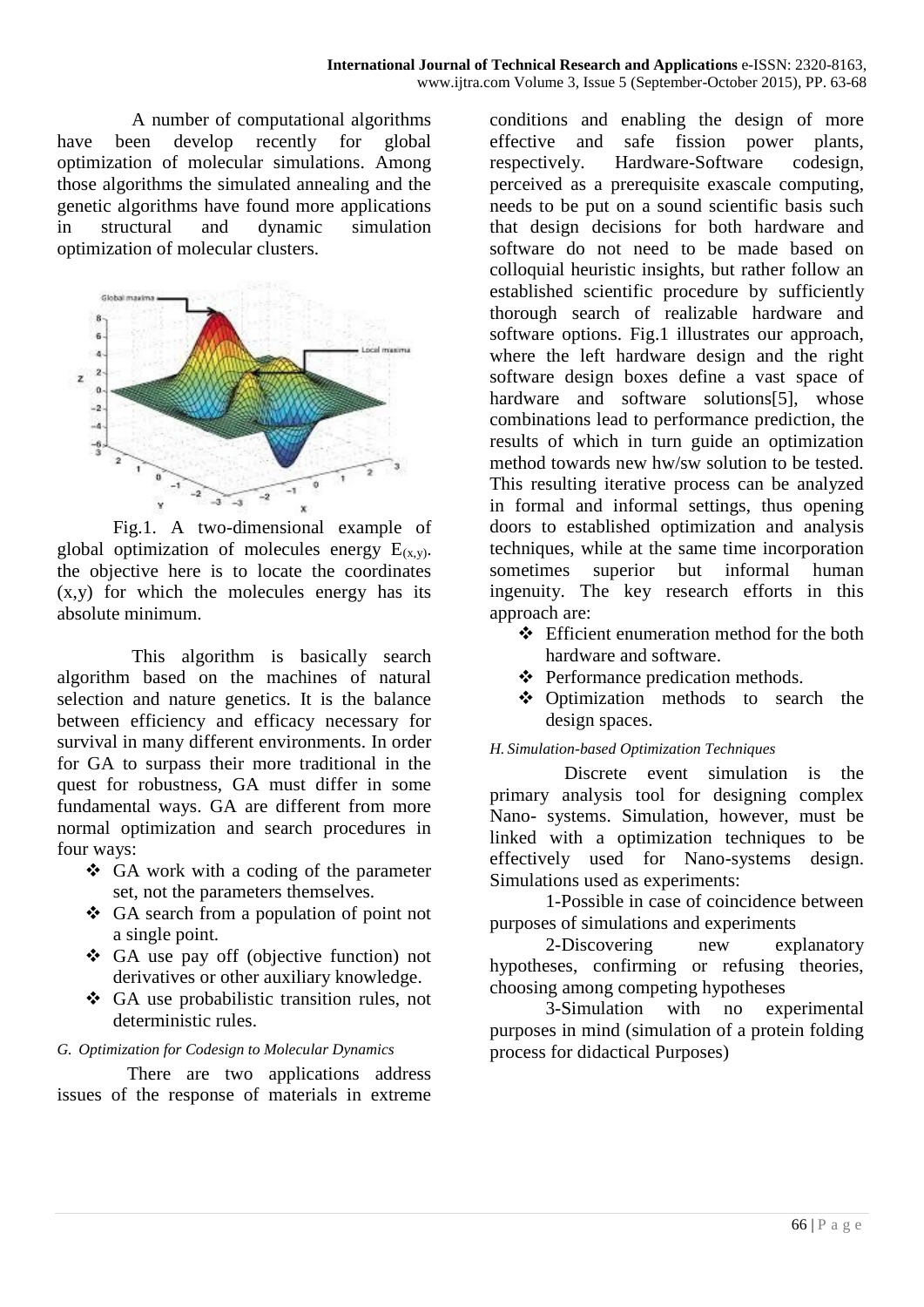A number of computational algorithms have been develop recently for global optimization of molecular simulations. Among those algorithms the simulated annealing and the genetic algorithms have found more applications in structural and dynamic simulation optimization of molecular clusters.

Fig.1. A two-dimensional example of global optimization of molecules energy $E_{(x,y)}$. the objective here is to locate the coordinates (x,y) for which the molecules energy has its absolute minimum.

This algorithm is basically search algorithm based on the machines of natural selection and nature genetics. It is the balance between efficiency and efficacy necessary for survival in many different environments. In order for GA to surpass their more traditional in the quest for robustness, GA must differ in some fundamental ways. GA are different from more normal optimization and search procedures in four ways:

- GA work with a coding of the parameter set, not the parameters themselves.
- GA search from a population of point not a single point.
- GA use pay off (objective function) not derivatives or other auxiliary knowledge.
- GA use probabilistic transition rules, not deterministic rules.

### *G. Optimization for Codesign to Molecular Dynamics*

There are two applications address issues of the response of materials in extreme conditions and enabling the design of more effective and safe fission power plants, respectively. Hardware-Software codesign, perceived as a prerequisite exascale computing, needs to be put on a sound scientific basis such that design decisions for both hardware and software do not need to be made based on colloquial heuristic insights, but rather follow an established scientific procedure by sufficiently thorough search of realizable hardware and software options. Fig.1 illustrates our approach, where the left hardware design and the right software design boxes define a vast space of hardware and software solutions[5], whose combinations lead to performance prediction, the results of which in turn guide an optimization method towards new hw/sw solution to be tested. This resulting iterative process can be analyzed in formal and informal settings, thus opening doors to established optimization and analysis techniques, while at the same time incorporation sometimes superior but informal human ingenuity. The key research efforts in this approach are:

- Efficient enumeration method for the both hardware and software.
- Performance predication methods.
- Optimization methods to search the design spaces.

### *H. Simulation-based Optimization Techniques*

Discrete event simulation is the primary analysis tool for designing complex Nano- systems. Simulation, however, must be linked with a optimization techniques to be effectively used for Nano-systems design. Simulations used as experiments:

1-Possible in case of coincidence between purposes of simulations and experiments

2-Discovering new explanatory hypotheses, confirming or refusing theories, choosing among competing hypotheses

3-Simulation with no experimental purposes in mind (simulation of a protein folding process for didactical Purposes)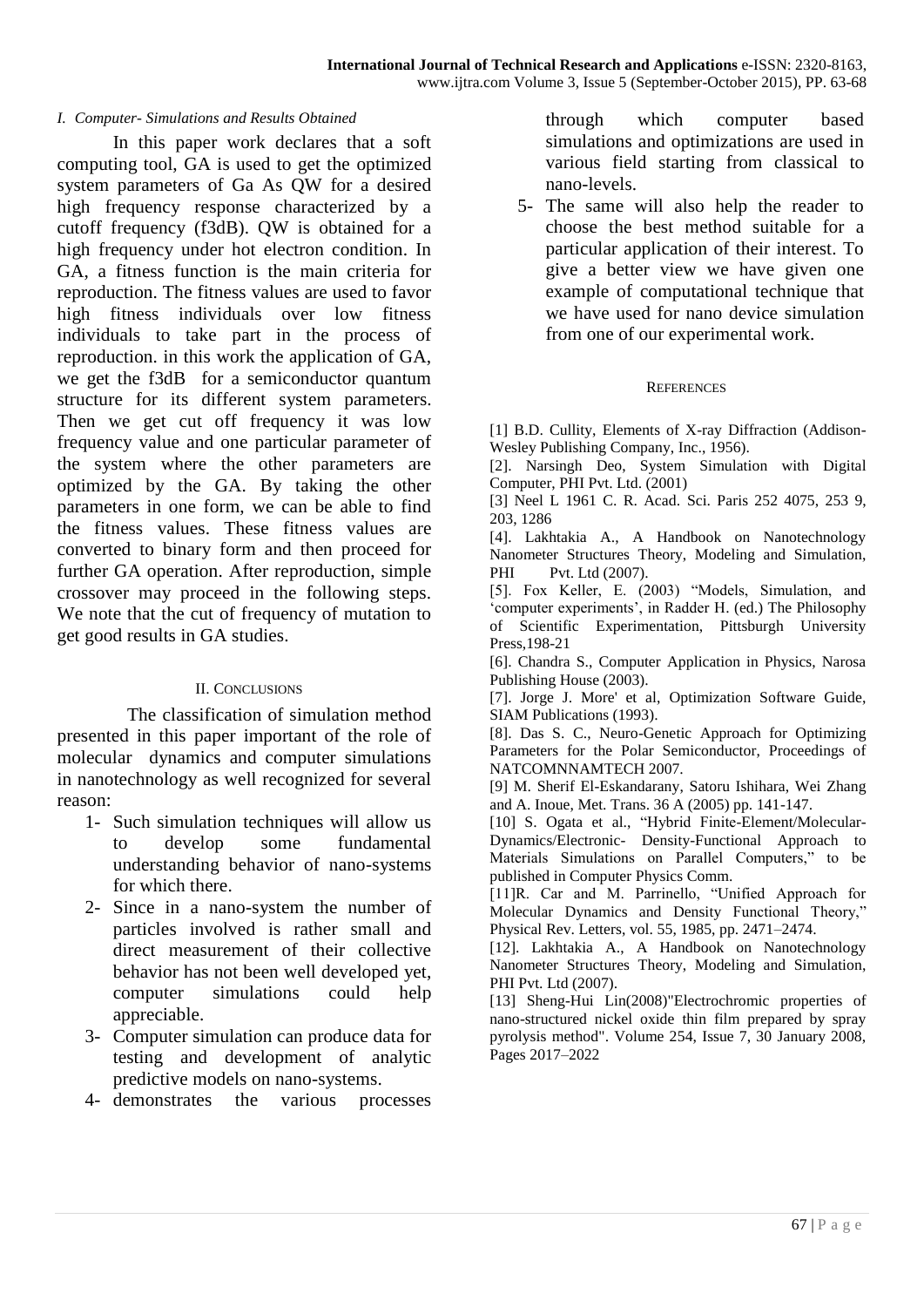### I. Computer- Simulations and Results Obtained

In this paper work declares that a soft computing tool, GA is used to get the optimized system parameters of Ga As QW for a desired high frequency response characterized by a cutoff frequency (f3dB). QW is obtained for a high frequency under hot electron condition. In GA, a fitness function is the main criteria for reproduction. The fitness values are used to favor high fitness individuals over low fitness individuals to take part in the process of reproduction. in this work the application of GA, we get the f3dB for a semiconductor quantum structure for its different system parameters. Then we get cut off frequency it was low frequency value and one particular parameter of the system where the other parameters are optimized by the GA. By taking the other parameters in one form, we can be able to find the fitness values. These fitness values are converted to binary form and then proceed for further GA operation. After reproduction, simple crossover may proceed in the following steps. We note that the cut of frequency of mutation to get good results in GA studies.

## II. Conclusions

The classification of simulation method presented in this paper important of the role of molecular dynamics and computer simulations in nanotechnology as well recognized for several reason:

1- Such simulation techniques will allow us to develop some fundamental understanding behavior of nano-systems for which there.
2- Since in a nano-system the number of particles involved is rather small and direct measurement of their collective behavior has not been well developed yet, computer simulations could help appreciable.
3- Computer simulation can produce data for testing and development of analytic predictive models on nano-systems.
4- demonstrates the various processes through which computer based simulations and optimizations are used in various field starting from classical to nano-levels.
5- The same will also help the reader to choose the best method suitable for a particular application of their interest. To give a better view we have given one example of computational technique that we have used for nano device simulation from one of our experimental work.

## References

[1] B.D. Cullity, Elements of X-ray Diffraction (Addison-Wesley Publishing Company, Inc., 1956).

[2]. Narsingh Deo, System Simulation with Digital Computer, PHI Pvt. Ltd. (2001)

[3] Neel L 1961 C. R. Acad. Sci. Paris 252 4075, 253 9, 203, 1286

[4]. Lakhtakia A., A Handbook on Nanotechnology Nanometer Structures Theory, Modeling and Simulation, PHI Pvt. Ltd (2007).

[5]. Fox Keller, E. (2003) "Models, Simulation, and 'computer experiments', in Radder H. (ed.) The Philosophy of Scientific Experimentation, Pittsburgh University Press,198-21

[6]. Chandra S., Computer Application in Physics, Narosa Publishing House (2003).

[7]. Jorge J. More' et al, Optimization Software Guide, SIAM Publications (1993).

[8]. Das S. C., Neuro-Genetic Approach for Optimizing Parameters for the Polar Semiconductor, Proceedings of NATCOMNNAMTECH 2007.

[9] M. Sherif El-Eskandarany, Satoru Ishihara, Wei Zhang and A. Inoue, Met. Trans. 36 A (2005) pp. 141-147.

[10] S. Ogata et al., "Hybrid Finite-Element/Molecular-Dynamics/Electronic- Density-Functional Approach to Materials Simulations on Parallel Computers," to be published in Computer Physics Comm.

[11]R. Car and M. Parrinello, "Unified Approach for Molecular Dynamics and Density Functional Theory," Physical Rev. Letters, vol. 55, 1985, pp. 2471–2474.

[12]. Lakhtakia A., A Handbook on Nanotechnology Nanometer Structures Theory, Modeling and Simulation, PHI Pvt. Ltd (2007).

[13] Sheng-Hui Lin(2008)"Electrochromic properties of nano-structured nickel oxide thin film prepared by spray pyrolysis method". Volume 254, Issue 7, 30 January 2008, Pages 2017–2022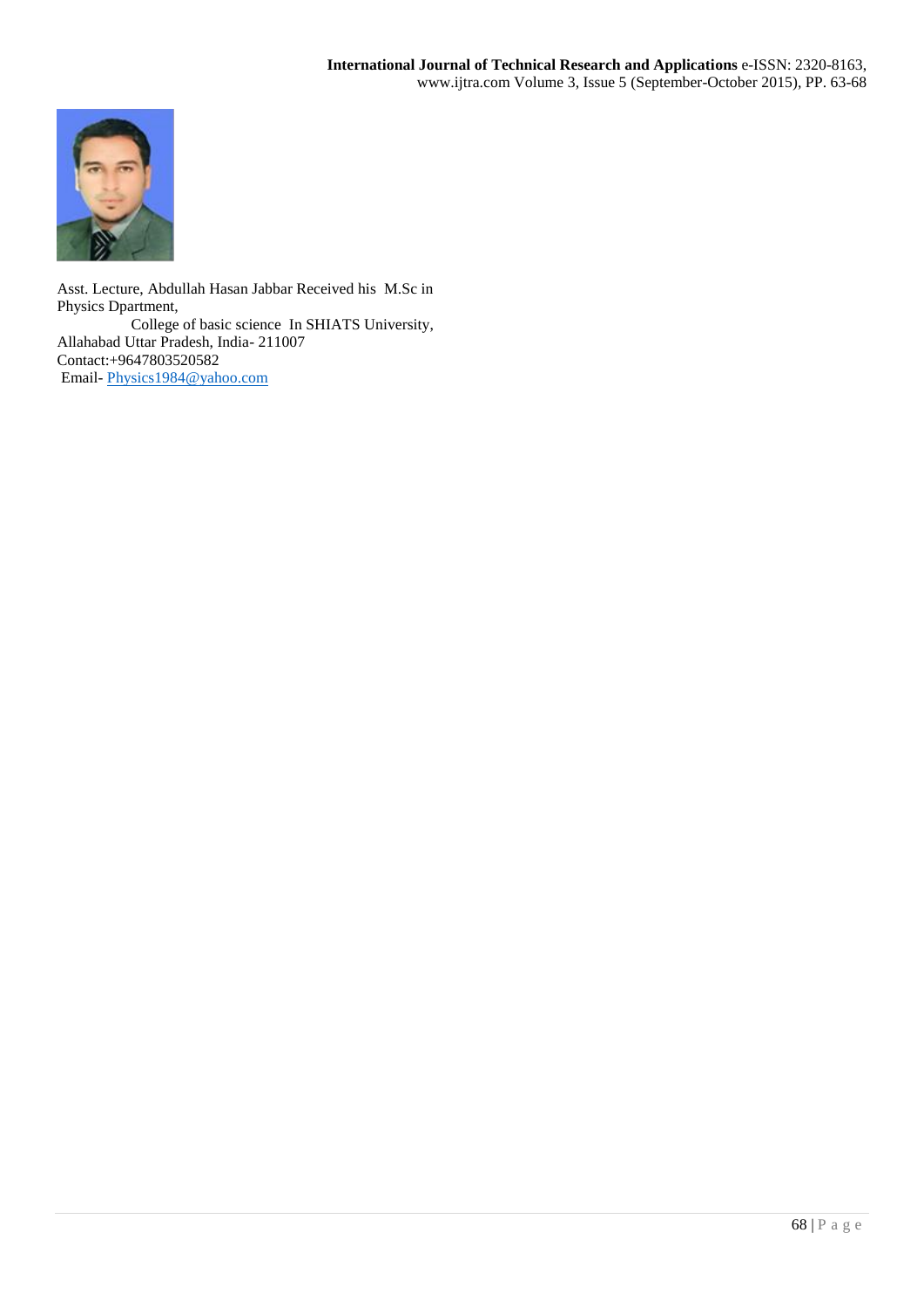Asst. Lecture, Abdullah Hasan Jabbar Received his M.Sc in Physics Dpartment,
College of basic science In SHIATS University, Allahabad Uttar Pradesh, India- 211007
Contact:+9647803520582
Email- Physics1984@yahoo.com